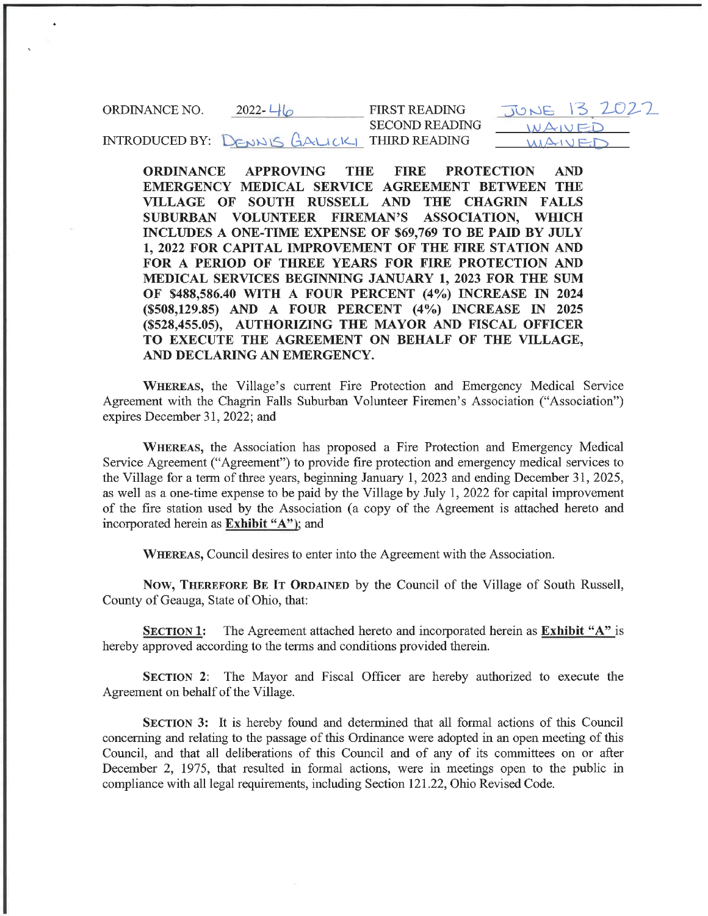ORDINANCE NO. 2022-46 FIRST READING JUNE 13 2022
SECOND READING WAIVED
INTRODUCED BY: DENNIS GALICKI THIRD READING WAIVED

**ORDINANCE APPROVING THE FIRE PROTECTION AND EMERGENCY MEDICAL SERVICE AGREEMENT BETWEEN THE VILLAGE OF SOUTH RUSSELL AND THE CHAGRIN FALLS SUBURBAN VOLUNTEER FIREMAN'S ASSOCIATION, WHICH INCLUDES A ONE-TIME EXPENSE OF $69,769 TO BE PAID BY JULY 1, 2022 FOR CAPITAL IMPROVEMENT OF THE FIRE STATION AND FOR A PERIOD OF THREE YEARS FOR FIRE PROTECTION AND MEDICAL SERVICES BEGINNING JANUARY 1, 2023 FOR THE SUM OF $488,586.40 WITH A FOUR PERCENT (4%) INCREASE IN 2024 ($508,129.85) AND A FOUR PERCENT (4%) INCREASE IN 2025 ($528,455.05), AUTHORIZING THE MAYOR AND FISCAL OFFICER TO EXECUTE THE AGREEMENT ON BEHALF OF THE VILLAGE, AND DECLARING AN EMERGENCY.**

WHEREAS, the Village's current Fire Protection and Emergency Medical Service Agreement with the Chagrin Falls Suburban Volunteer Firemen's Association ("Association") expires December 31, 2022; and

WHEREAS, the Association has proposed a Fire Protection and Emergency Medical Service Agreement ("Agreement") to provide fire protection and emergency medical services to the Village for a term of three years, beginning January 1, 2023 and ending December 31, 2025, as well as a one-time expense to be paid by the Village by July 1, 2022 for capital improvement of the fire station used by the Association (a copy of the Agreement is attached hereto and incorporated herein as **Exhibit "A"**); and

WHEREAS, Council desires to enter into the Agreement with the Association.

NOW, THEREFORE BE IT ORDAINED by the Council of the Village of South Russell, County of Geauga, State of Ohio, that:

**SECTION 1:** The Agreement attached hereto and incorporated herein as **Exhibit "A"** is hereby approved according to the terms and conditions provided therein.

**SECTION 2**: The Mayor and Fiscal Officer are hereby authorized to execute the Agreement on behalf of the Village.

**SECTION 3:** It is hereby found and determined that all formal actions of this Council concerning and relating to the passage of this Ordinance were adopted in an open meeting of this Council, and that all deliberations of this Council and of any of its committees on or after December 2, 1975, that resulted in formal actions, were in meetings open to the public in compliance with all legal requirements, including Section 121.22, Ohio Revised Code.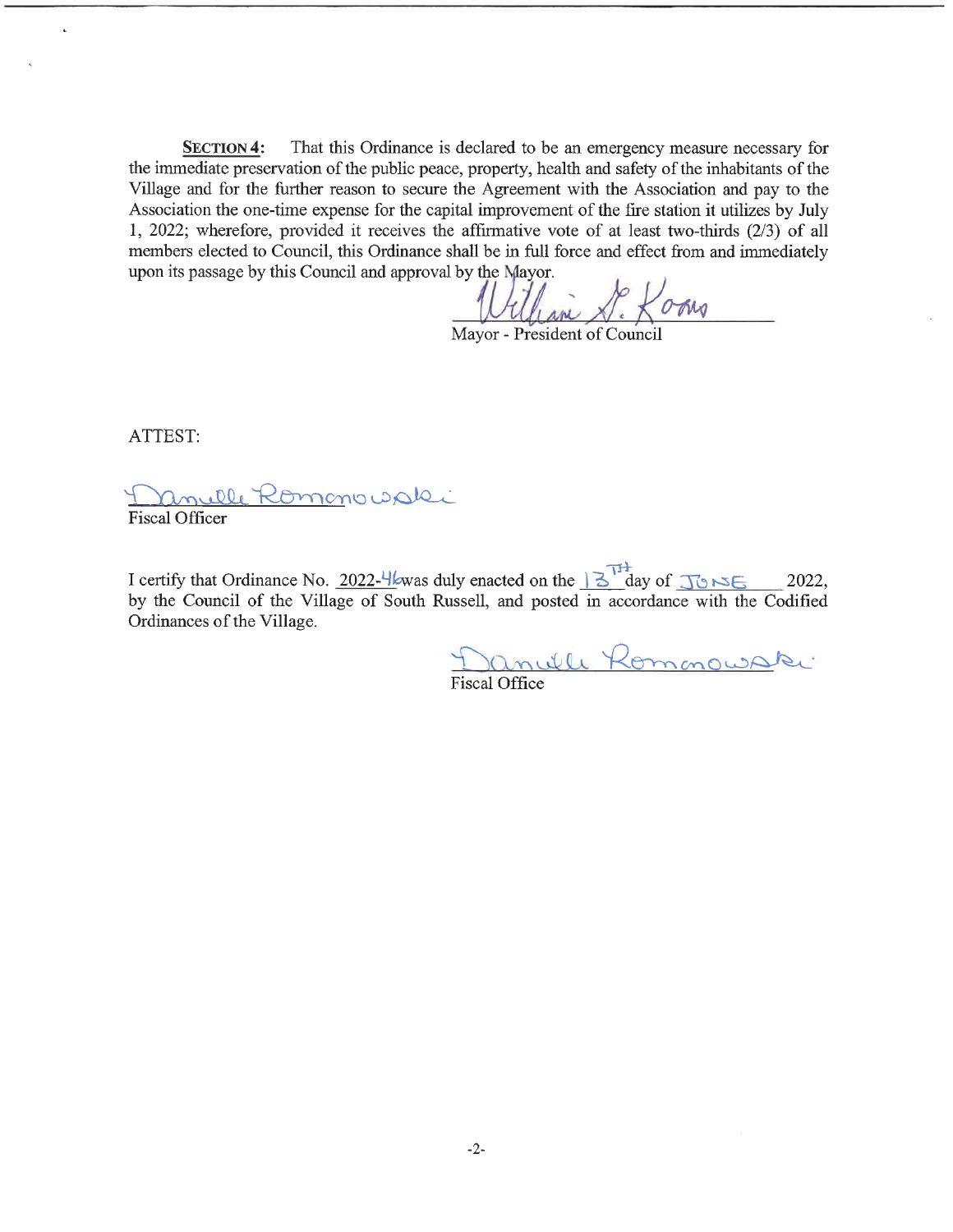**SECTION 4:** That this Ordinance is declared to be an emergency measure necessary for the immediate preservation of the public peace, property, health and safety of the inhabitants of the Village and for the further reason to secure the Agreement with the Association and pay to the Association the one-time expense for the capital improvement of the fire station it utilizes by July 1, 2022; wherefore, provided it receives the affirmative vote of at least two-thirds (2/3) of all members elected to Council, this Ordinance shall be in full force and effect from and immediately upon its passage by this Council and approval by the Mayor.

William G. Koons
Mayor - President of Council

ATTEST:

Danielle Romanowski
Fiscal Officer

I certify that Ordinance No. 2022-46 was duly enacted on the 13TH day of JUNE 2022, by the Council of the Village of South Russell, and posted in accordance with the Codified Ordinances of the Village.

Danielle Romanowski
Fiscal Office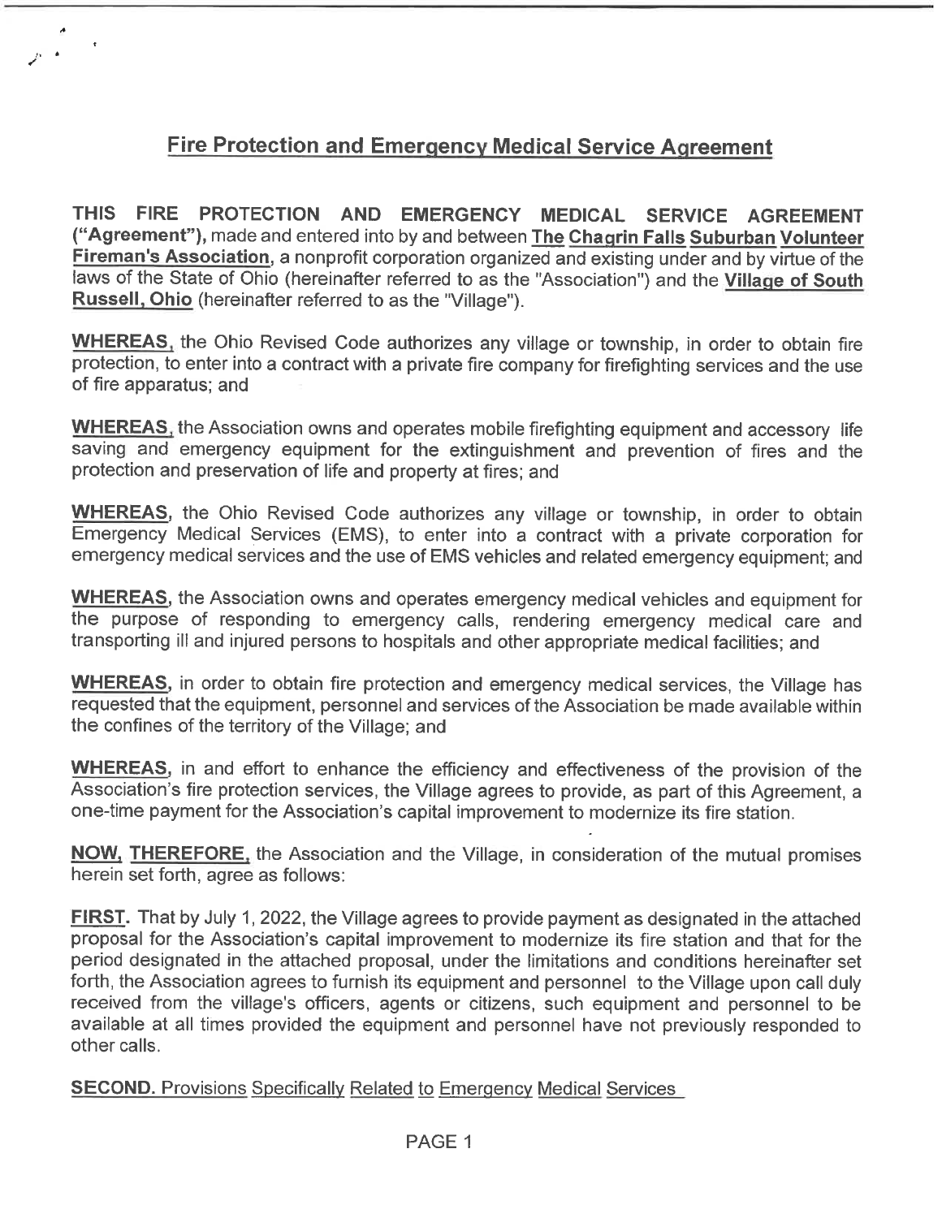# Fire Protection and Emergency Medical Service Agreement

**THIS FIRE PROTECTION AND EMERGENCY MEDICAL SERVICE AGREEMENT ("Agreement"),** made and entered into by and between **The Chagrin Falls Suburban Volunteer Fireman's Association**, a nonprofit corporation organized and existing under and by virtue of the laws of the State of Ohio (hereinafter referred to as the "Association") and the **Village of South Russell, Ohio** (hereinafter referred to as the "Village").

**WHEREAS,** the Ohio Revised Code authorizes any village or township, in order to obtain fire protection, to enter into a contract with a private fire company for firefighting services and the use of fire apparatus; and

**WHEREAS,** the Association owns and operates mobile firefighting equipment and accessory life saving and emergency equipment for the extinguishment and prevention of fires and the protection and preservation of life and property at fires; and

**WHEREAS,** the Ohio Revised Code authorizes any village or township, in order to obtain Emergency Medical Services (EMS), to enter into a contract with a private corporation for emergency medical services and the use of EMS vehicles and related emergency equipment; and

**WHEREAS,** the Association owns and operates emergency medical vehicles and equipment for the purpose of responding to emergency calls, rendering emergency medical care and transporting ill and injured persons to hospitals and other appropriate medical facilities; and

**WHEREAS,** in order to obtain fire protection and emergency medical services, the Village has requested that the equipment, personnel and services of the Association be made available within the confines of the territory of the Village; and

**WHEREAS,** in and effort to enhance the efficiency and effectiveness of the provision of the Association's fire protection services, the Village agrees to provide, as part of this Agreement, a one-time payment for the Association's capital improvement to modernize its fire station.

**NOW, THEREFORE,** the Association and the Village, in consideration of the mutual promises herein set forth, agree as follows:

**FIRST.** That by July 1, 2022, the Village agrees to provide payment as designated in the attached proposal for the Association's capital improvement to modernize its fire station and that for the period designated in the attached proposal, under the limitations and conditions hereinafter set forth, the Association agrees to furnish its equipment and personnel to the Village upon call duly received from the village's officers, agents or citizens, such equipment and personnel to be available at all times provided the equipment and personnel have not previously responded to other calls.

**SECOND.** Provisions Specifically Related to Emergency Medical Services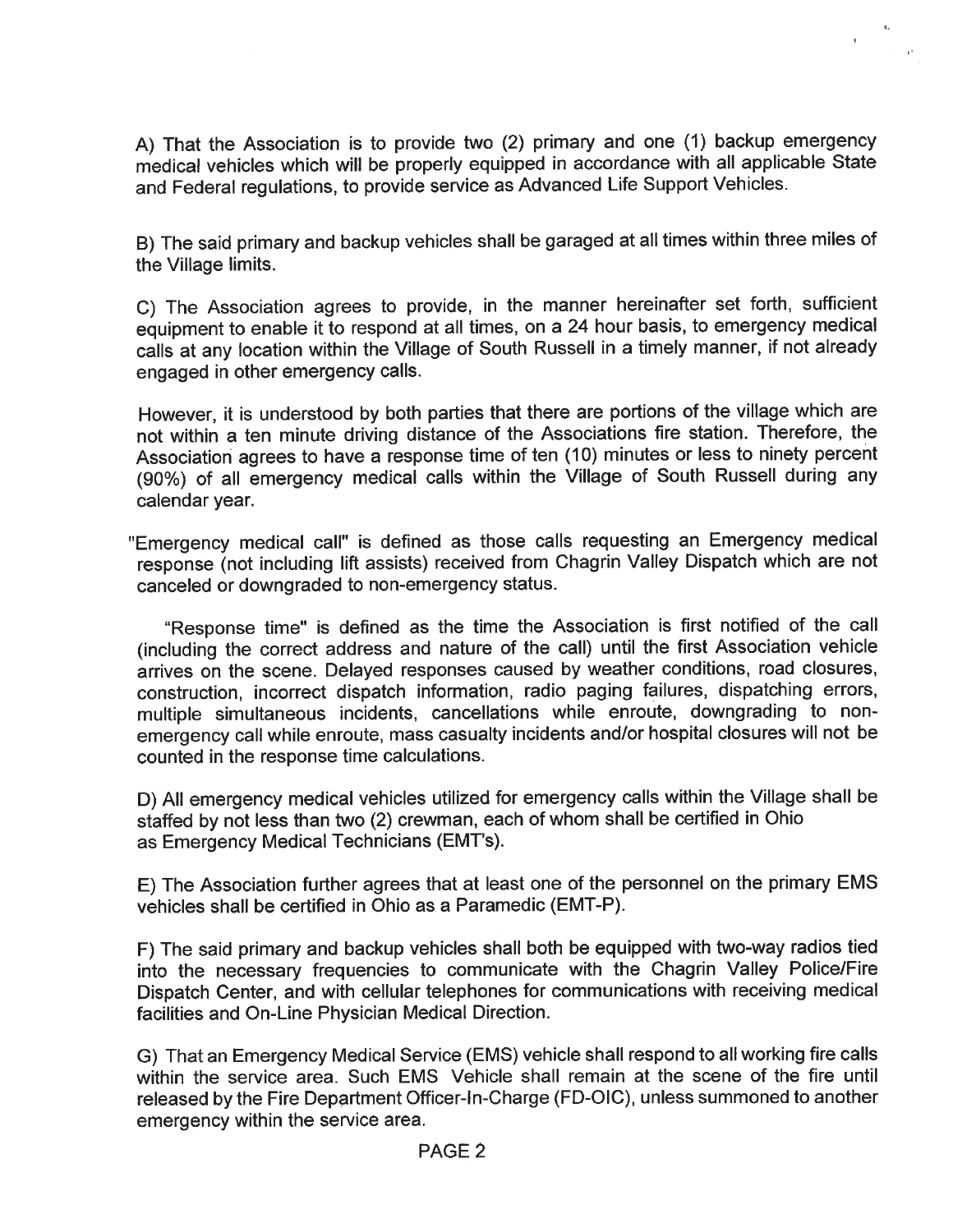A) That the Association is to provide two (2) primary and one (1) backup emergency medical vehicles which will be properly equipped in accordance with all applicable State and Federal regulations, to provide service as Advanced Life Support Vehicles.

B) The said primary and backup vehicles shall be garaged at all times within three miles of the Village limits.

C) The Association agrees to provide, in the manner hereinafter set forth, sufficient equipment to enable it to respond at all times, on a 24 hour basis, to emergency medical calls at any location within the Village of South Russell in a timely manner, if not already engaged in other emergency calls.

However, it is understood by both parties that there are portions of the village which are not within a ten minute driving distance of the Associations fire station. Therefore, the Association agrees to have a response time of ten (10) minutes or less to ninety percent (90%) of all emergency medical calls within the Village of South Russell during any calendar year.

"Emergency medical call" is defined as those calls requesting an Emergency medical response (not including lift assists) received from Chagrin Valley Dispatch which are not canceled or downgraded to non-emergency status.

"Response time" is defined as the time the Association is first notified of the call (including the correct address and nature of the call) until the first Association vehicle arrives on the scene. Delayed responses caused by weather conditions, road closures, construction, incorrect dispatch information, radio paging failures, dispatching errors, multiple simultaneous incidents, cancellations while enroute, downgrading to non-emergency call while enroute, mass casualty incidents and/or hospital closures will not be counted in the response time calculations.

D) All emergency medical vehicles utilized for emergency calls within the Village shall be staffed by not less than two (2) crewman, each of whom shall be certified in Ohio as Emergency Medical Technicians (EMT's).

E) The Association further agrees that at least one of the personnel on the primary EMS vehicles shall be certified in Ohio as a Paramedic (EMT-P).

F) The said primary and backup vehicles shall both be equipped with two-way radios tied into the necessary frequencies to communicate with the Chagrin Valley Police/Fire Dispatch Center, and with cellular telephones for communications with receiving medical facilities and On-Line Physician Medical Direction.

G) That an Emergency Medical Service (EMS) vehicle shall respond to all working fire calls within the service area. Such EMS Vehicle shall remain at the scene of the fire until released by the Fire Department Officer-In-Charge (FD-OIC), unless summoned to another emergency within the service area.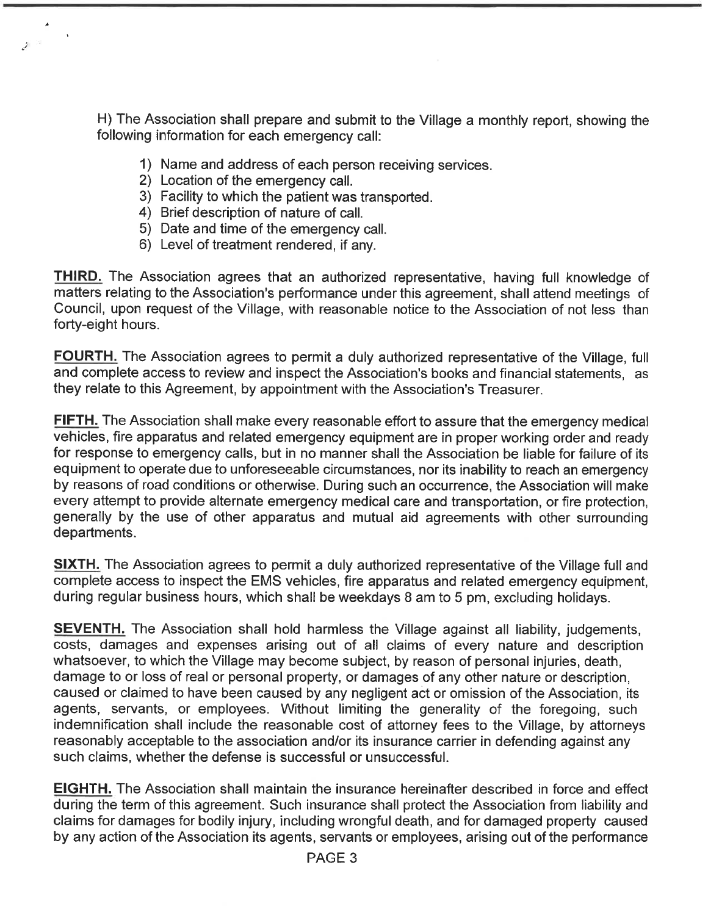H) The Association shall prepare and submit to the Village a monthly report, showing the following information for each emergency call:

1) Name and address of each person receiving services.
2) Location of the emergency call.
3) Facility to which the patient was transported.
4) Brief description of nature of call.
5) Date and time of the emergency call.
6) Level of treatment rendered, if any.

**THIRD.** The Association agrees that an authorized representative, having full knowledge of matters relating to the Association's performance under this agreement, shall attend meetings of Council, upon request of the Village, with reasonable notice to the Association of not less than forty-eight hours.

**FOURTH.** The Association agrees to permit a duly authorized representative of the Village, full and complete access to review and inspect the Association's books and financial statements, as they relate to this Agreement, by appointment with the Association's Treasurer.

**FIFTH.** The Association shall make every reasonable effort to assure that the emergency medical vehicles, fire apparatus and related emergency equipment are in proper working order and ready for response to emergency calls, but in no manner shall the Association be liable for failure of its equipment to operate due to unforeseeable circumstances, nor its inability to reach an emergency by reasons of road conditions or otherwise. During such an occurrence, the Association will make every attempt to provide alternate emergency medical care and transportation, or fire protection, generally by the use of other apparatus and mutual aid agreements with other surrounding departments.

**SIXTH.** The Association agrees to permit a duly authorized representative of the Village full and complete access to inspect the EMS vehicles, fire apparatus and related emergency equipment, during regular business hours, which shall be weekdays 8 am to 5 pm, excluding holidays.

**SEVENTH.** The Association shall hold harmless the Village against all liability, judgements, costs, damages and expenses arising out of all claims of every nature and description whatsoever, to which the Village may become subject, by reason of personal injuries, death, damage to or loss of real or personal property, or damages of any other nature or description, caused or claimed to have been caused by any negligent act or omission of the Association, its agents, servants, or employees. Without limiting the generality of the foregoing, such indemnification shall include the reasonable cost of attorney fees to the Village, by attorneys reasonably acceptable to the association and/or its insurance carrier in defending against any such claims, whether the defense is successful or unsuccessful.

**EIGHTH.** The Association shall maintain the insurance hereinafter described in force and effect during the term of this agreement. Such insurance shall protect the Association from liability and claims for damages for bodily injury, including wrongful death, and for damaged property caused by any action of the Association its agents, servants or employees, arising out of the performance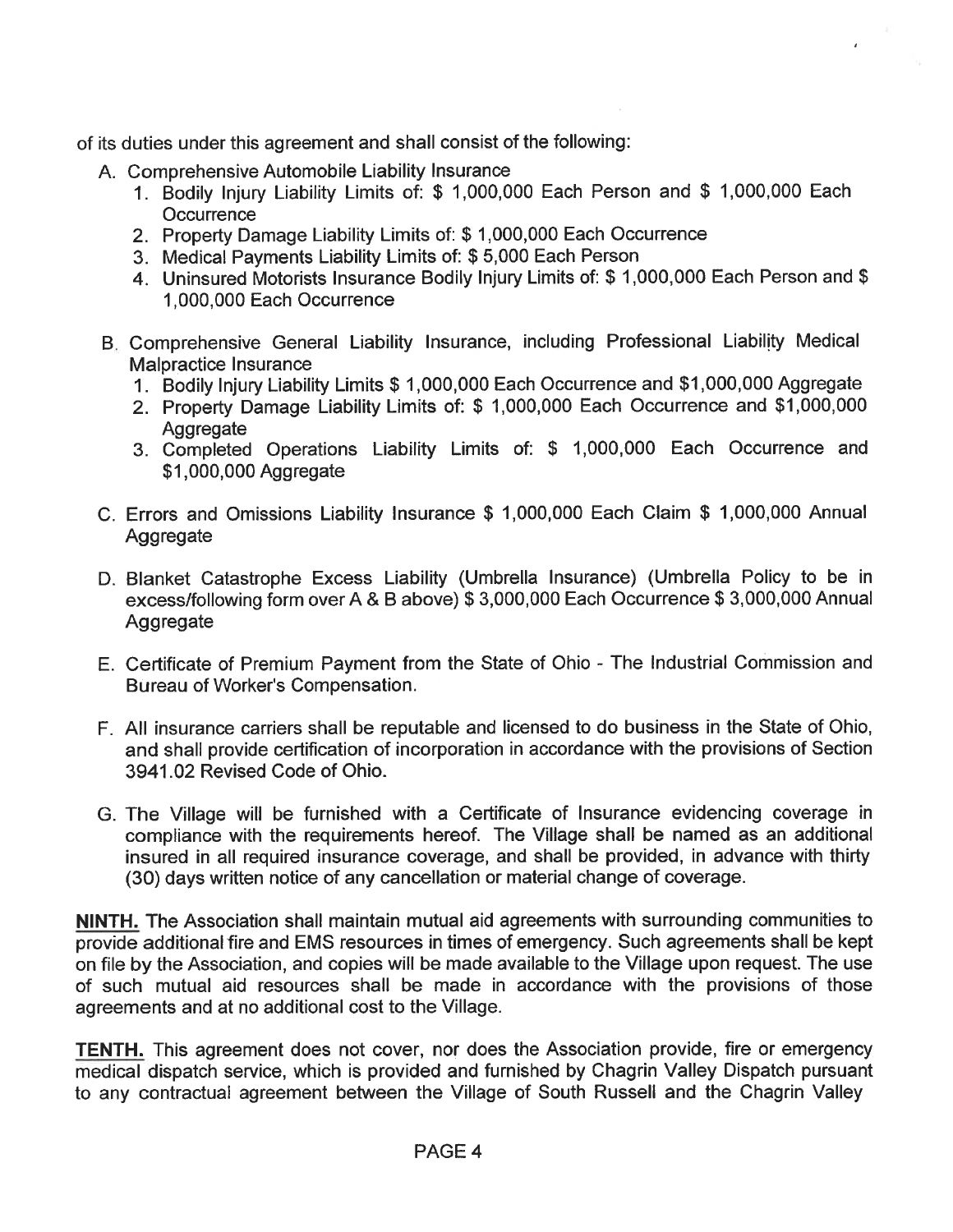of its duties under this agreement and shall consist of the following:

A. Comprehensive Automobile Liability Insurance
   1. Bodily Injury Liability Limits of: $ 1,000,000 Each Person and $ 1,000,000 Each Occurrence
   2. Property Damage Liability Limits of: $ 1,000,000 Each Occurrence
   3. Medical Payments Liability Limits of: $ 5,000 Each Person
   4. Uninsured Motorists Insurance Bodily Injury Limits of: $ 1,000,000 Each Person and $ 1,000,000 Each Occurrence

B. Comprehensive General Liability Insurance, including Professional Liability Medical Malpractice Insurance
   1. Bodily Injury Liability Limits $ 1,000,000 Each Occurrence and $1,000,000 Aggregate
   2. Property Damage Liability Limits of: $ 1,000,000 Each Occurrence and $1,000,000 Aggregate
   3. Completed Operations Liability Limits of: $ 1,000,000 Each Occurrence and $1,000,000 Aggregate

C. Errors and Omissions Liability Insurance $ 1,000,000 Each Claim $ 1,000,000 Annual Aggregate

D. Blanket Catastrophe Excess Liability (Umbrella Insurance) (Umbrella Policy to be in excess/following form over A & B above) $ 3,000,000 Each Occurrence $ 3,000,000 Annual Aggregate

E. Certificate of Premium Payment from the State of Ohio - The Industrial Commission and Bureau of Worker's Compensation.

F. All insurance carriers shall be reputable and licensed to do business in the State of Ohio, and shall provide certification of incorporation in accordance with the provisions of Section 3941.02 Revised Code of Ohio.

G. The Village will be furnished with a Certificate of Insurance evidencing coverage in compliance with the requirements hereof. The Village shall be named as an additional insured in all required insurance coverage, and shall be provided, in advance with thirty (30) days written notice of any cancellation or material change of coverage.

**NINTH.** The Association shall maintain mutual aid agreements with surrounding communities to provide additional fire and EMS resources in times of emergency. Such agreements shall be kept on file by the Association, and copies will be made available to the Village upon request. The use of such mutual aid resources shall be made in accordance with the provisions of those agreements and at no additional cost to the Village.

**TENTH.** This agreement does not cover, nor does the Association provide, fire or emergency medical dispatch service, which is provided and furnished by Chagrin Valley Dispatch pursuant to any contractual agreement between the Village of South Russell and the Chagrin Valley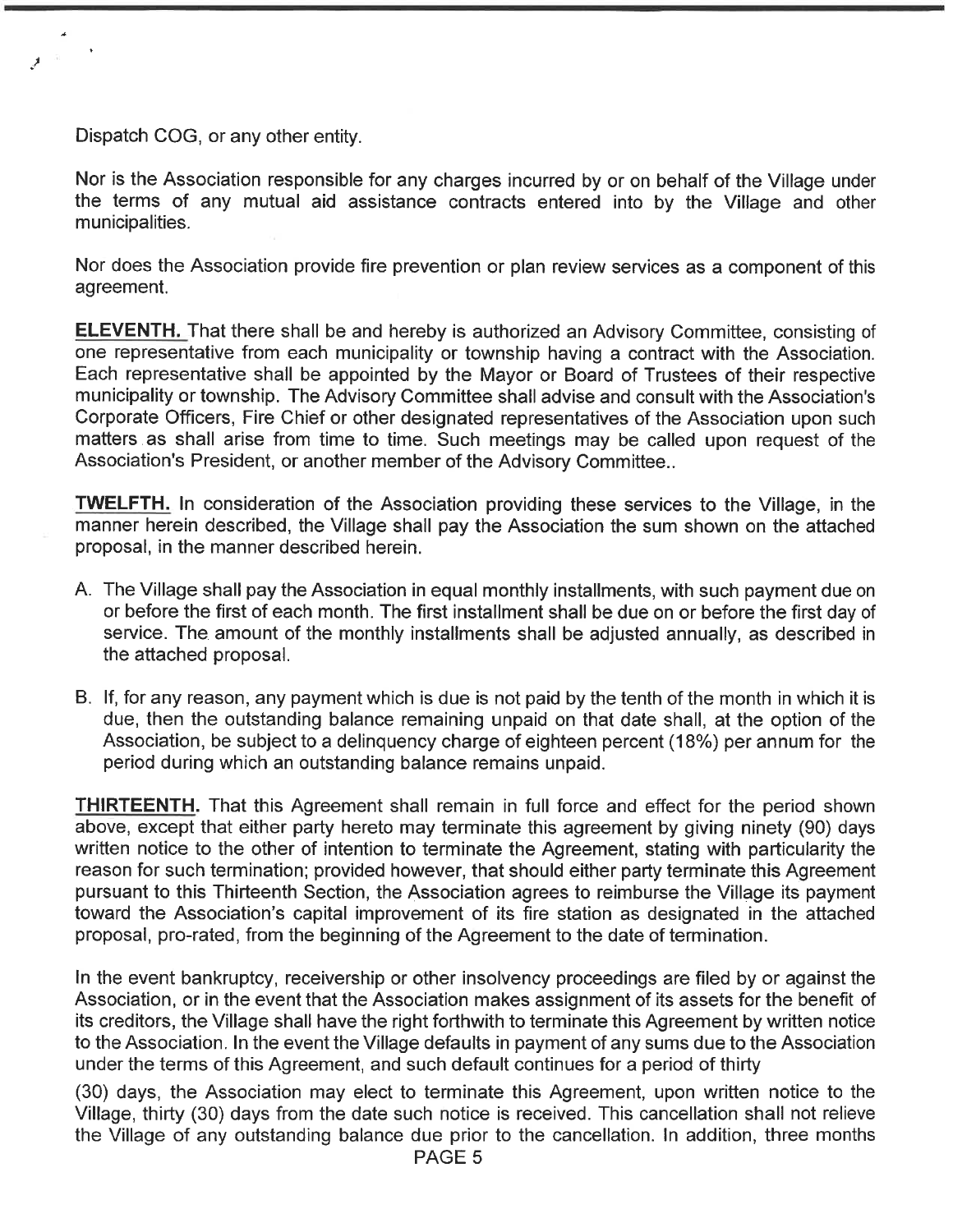Dispatch COG, or any other entity.

Nor is the Association responsible for any charges incurred by or on behalf of the Village under the terms of any mutual aid assistance contracts entered into by the Village and other municipalities.

Nor does the Association provide fire prevention or plan review services as a component of this agreement.

**ELEVENTH.** That there shall be and hereby is authorized an Advisory Committee, consisting of one representative from each municipality or township having a contract with the Association. Each representative shall be appointed by the Mayor or Board of Trustees of their respective municipality or township. The Advisory Committee shall advise and consult with the Association's Corporate Officers, Fire Chief or other designated representatives of the Association upon such matters as shall arise from time to time. Such meetings may be called upon request of the Association's President, or another member of the Advisory Committee..

**TWELFTH.** In consideration of the Association providing these services to the Village, in the manner herein described, the Village shall pay the Association the sum shown on the attached proposal, in the manner described herein.

A. The Village shall pay the Association in equal monthly installments, with such payment due on or before the first of each month. The first installment shall be due on or before the first day of service. The amount of the monthly installments shall be adjusted annually, as described in the attached proposal.

B. If, for any reason, any payment which is due is not paid by the tenth of the month in which it is due, then the outstanding balance remaining unpaid on that date shall, at the option of the Association, be subject to a delinquency charge of eighteen percent (18%) per annum for the period during which an outstanding balance remains unpaid.

**THIRTEENTH.** That this Agreement shall remain in full force and effect for the period shown above, except that either party hereto may terminate this agreement by giving ninety (90) days written notice to the other of intention to terminate the Agreement, stating with particularity the reason for such termination; provided however, that should either party terminate this Agreement pursuant to this Thirteenth Section, the Association agrees to reimburse the Village its payment toward the Association's capital improvement of its fire station as designated in the attached proposal, pro-rated, from the beginning of the Agreement to the date of termination.

In the event bankruptcy, receivership or other insolvency proceedings are filed by or against the Association, or in the event that the Association makes assignment of its assets for the benefit of its creditors, the Village shall have the right forthwith to terminate this Agreement by written notice to the Association. In the event the Village defaults in payment of any sums due to the Association under the terms of this Agreement, and such default continues for a period of thirty

(30) days, the Association may elect to terminate this Agreement, upon written notice to the Village, thirty (30) days from the date such notice is received. This cancellation shall not relieve the Village of any outstanding balance due prior to the cancellation. In addition, three months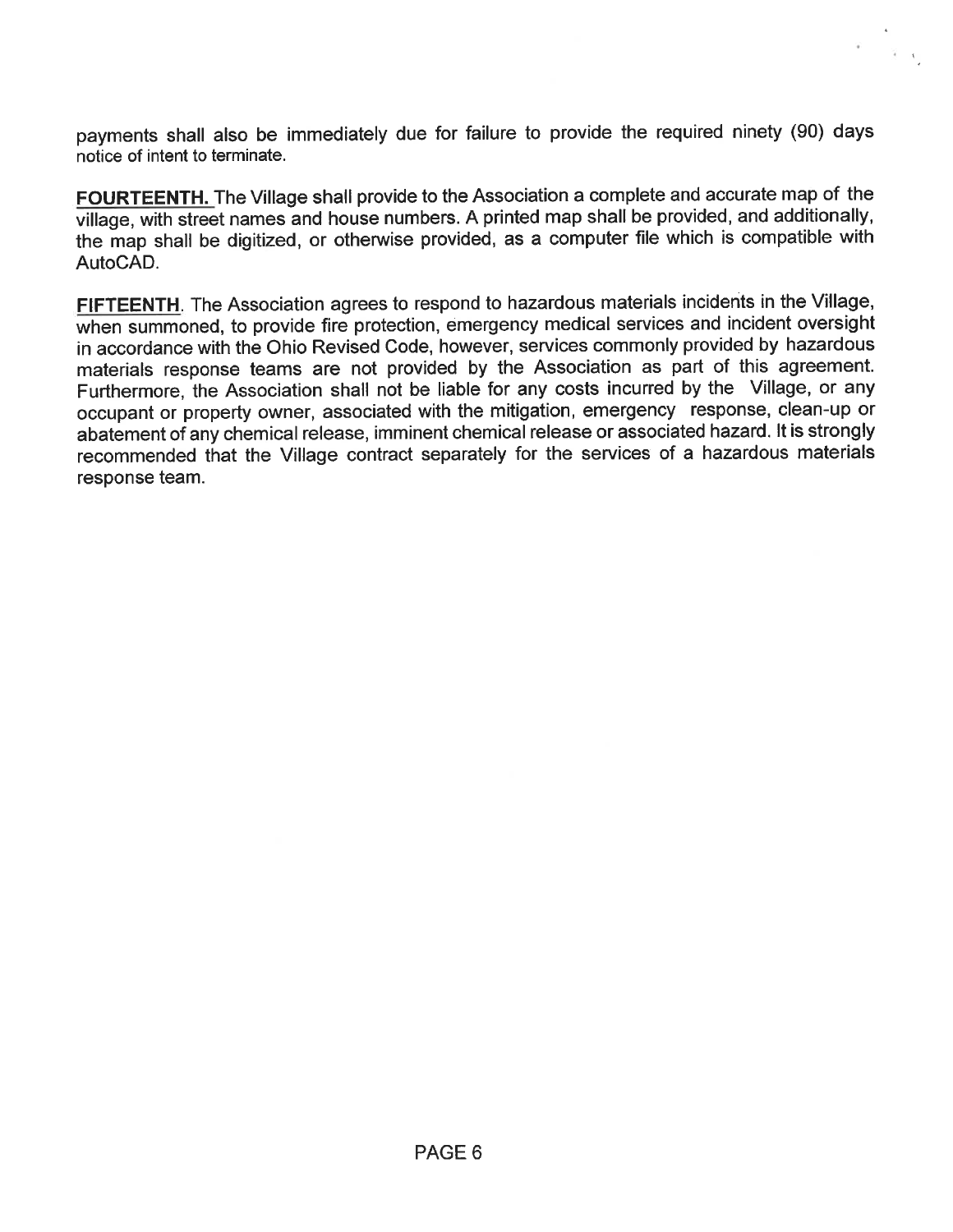payments shall also be immediately due for failure to provide the required ninety (90) days notice of intent to terminate.

**FOURTEENTH.** The Village shall provide to the Association a complete and accurate map of the village, with street names and house numbers. A printed map shall be provided, and additionally, the map shall be digitized, or otherwise provided, as a computer file which is compatible with AutoCAD.

**FIFTEENTH**. The Association agrees to respond to hazardous materials incidents in the Village, when summoned, to provide fire protection, emergency medical services and incident oversight in accordance with the Ohio Revised Code, however, services commonly provided by hazardous materials response teams are not provided by the Association as part of this agreement. Furthermore, the Association shall not be liable for any costs incurred by the Village, or any occupant or property owner, associated with the mitigation, emergency response, clean-up or abatement of any chemical release, imminent chemical release or associated hazard. It is strongly recommended that the Village contract separately for the services of a hazardous materials response team.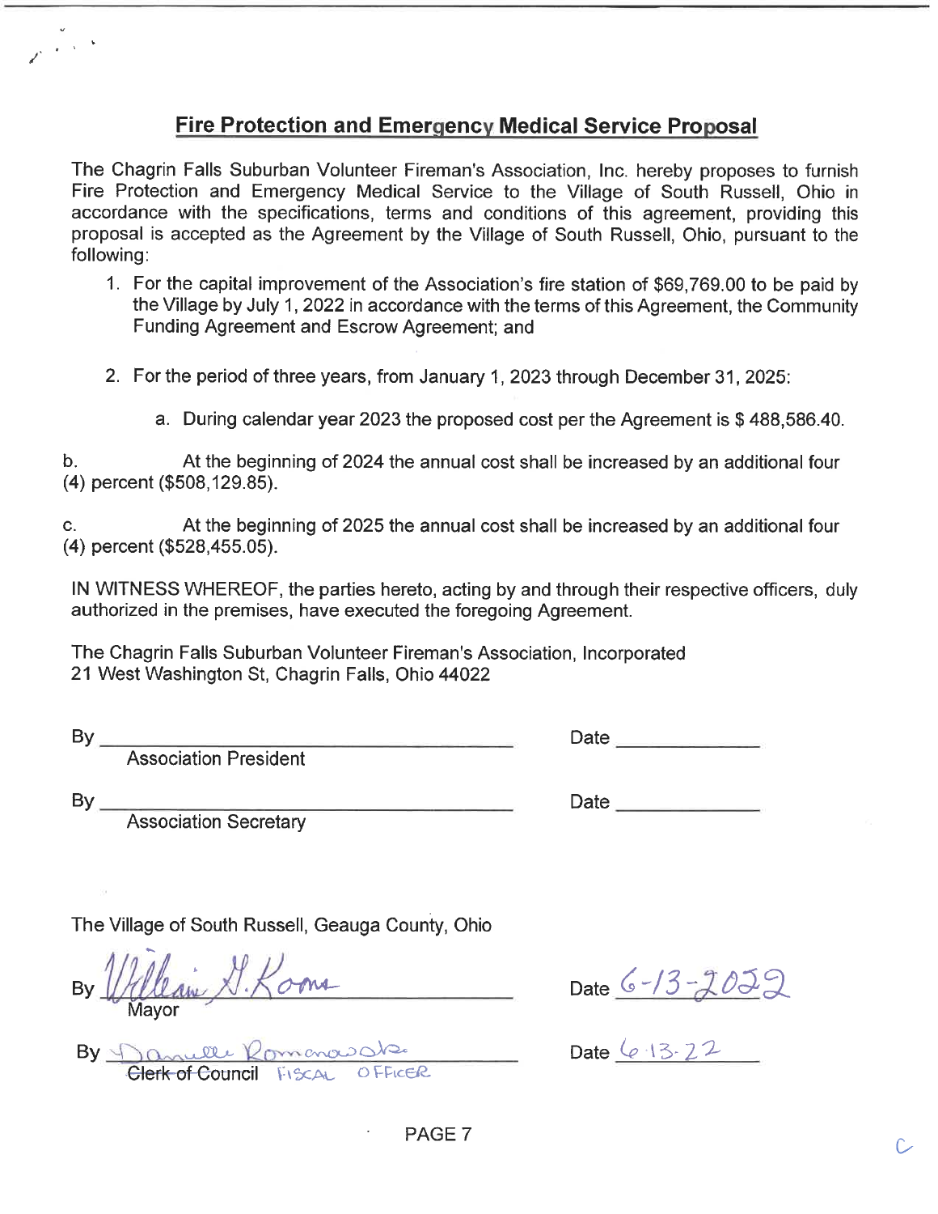## Fire Protection and Emergency Medical Service Proposal

The Chagrin Falls Suburban Volunteer Fireman's Association, Inc. hereby proposes to furnish Fire Protection and Emergency Medical Service to the Village of South Russell, Ohio in accordance with the specifications, terms and conditions of this agreement, providing this proposal is accepted as the Agreement by the Village of South Russell, Ohio, pursuant to the following:

1. For the capital improvement of the Association's fire station of $69,769.00 to be paid by the Village by July 1, 2022 in accordance with the terms of this Agreement, the Community Funding Agreement and Escrow Agreement; and

2. For the period of three years, from January 1, 2023 through December 31, 2025:

   a. During calendar year 2023 the proposed cost per the Agreement is $ 488,586.40.

b. At the beginning of 2024 the annual cost shall be increased by an additional four (4) percent ($508,129.85).

c. At the beginning of 2025 the annual cost shall be increased by an additional four (4) percent ($528,455.05).

IN WITNESS WHEREOF, the parties hereto, acting by and through their respective officers, duly authorized in the premises, have executed the foregoing Agreement.

The Chagrin Falls Suburban Volunteer Fireman's Association, Incorporated
21 West Washington St, Chagrin Falls, Ohio 44022

By ______________________________ Date ____________
Association President

By ______________________________ Date ____________
Association Secretary

The Village of South Russell, Geauga County, Ohio

By William G. Koons Date 6-13-2022
Mayor

By Danielle Romanowski Date 6-13-22
~~Clerk of Council~~ FISCAL OFFICER

C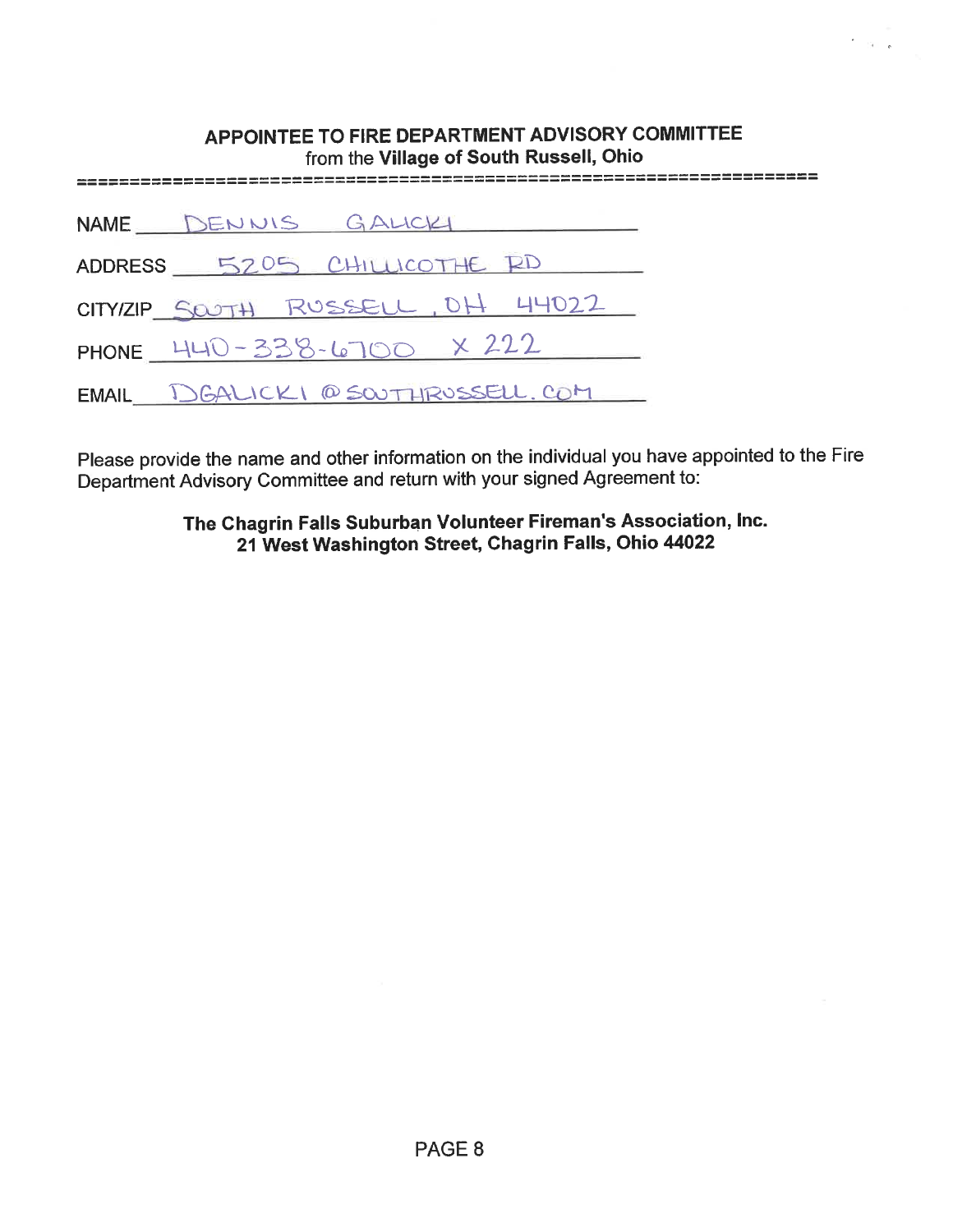## APPOINTEE TO FIRE DEPARTMENT ADVISORY COMMITTEE

from the **Village of South Russell, Ohio**

================================================================

NAME DENNIS GALICKI

ADDRESS 5205 CHILLICOTHE RD

CITY/ZIP SOUTH RUSSELL, OH 44022

PHONE 440-338-6700 X 222

EMAIL DGALICKI@SOUTHRUSSELL.COM

Please provide the name and other information on the individual you have appointed to the Fire Department Advisory Committee and return with your signed Agreement to:

**The Chagrin Falls Suburban Volunteer Fireman's Association, Inc.**
**21 West Washington Street, Chagrin Falls, Ohio 44022**